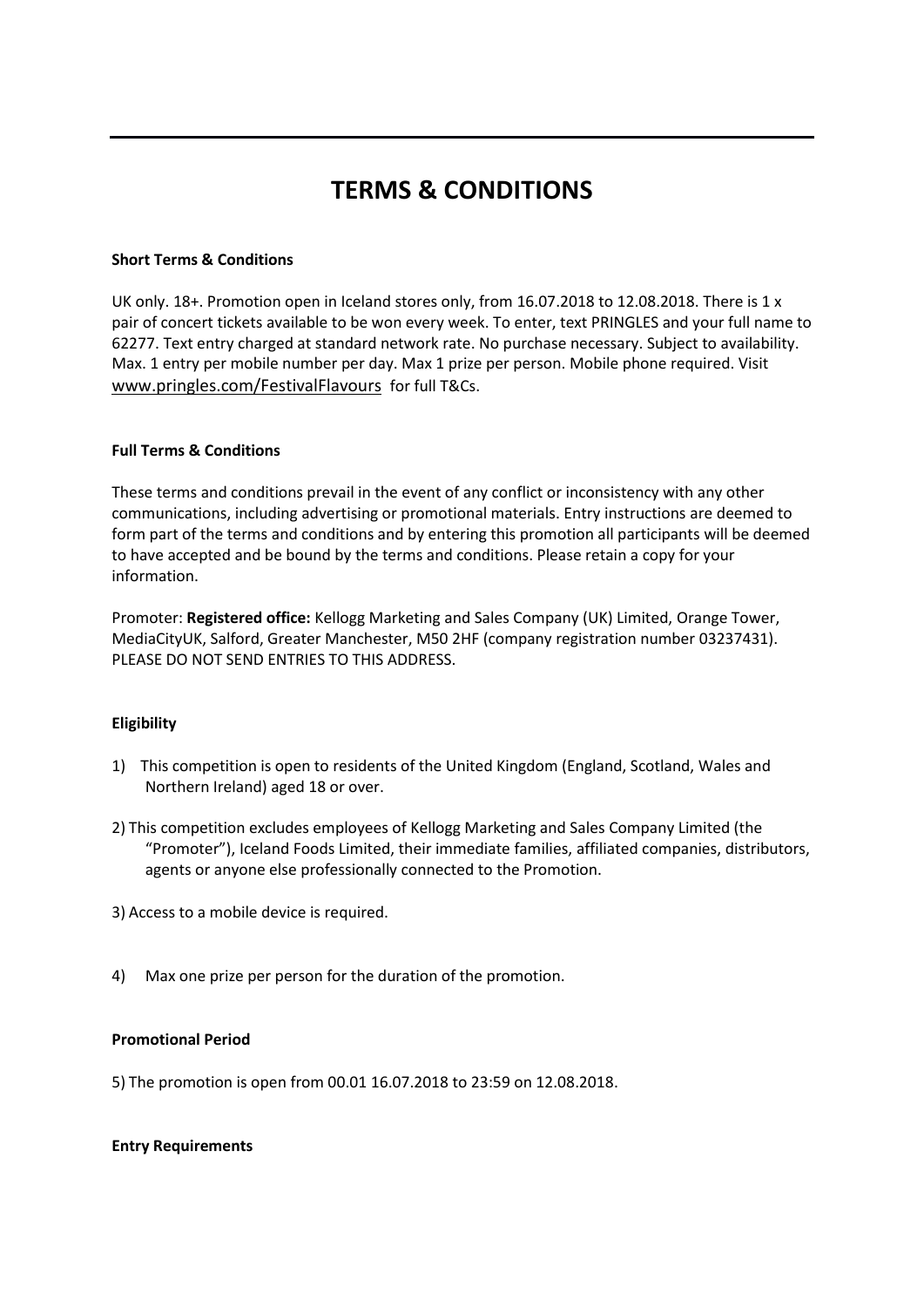# TERMS & CONDITIONS

**Short Terms & Conditions**

UK only. 18+. Promotion open in Iceland stores only, from 16.07.2018 to 12.08.2018. There is 1 x pair of concert tickets available to be won every week. To enter, text PRINGLES and your full name to 62277. Text entry charged at standard network rate. No purchase necessary. Subject to availability. Max. 1 entry per mobile number per day. Max 1 prize per person. Mobile phone required. Visit www.pringles.com/FestivalFlavours for full T&Cs.

**Full Terms & Conditions**

These terms and conditions prevail in the event of any conflict or inconsistency with any other communications, including advertising or promotional materials. Entry instructions are deemed to form part of the terms and conditions and by entering this promotion all participants will be deemed to have accepted and be bound by the terms and conditions. Please retain a copy for your information.

Promoter: **Registered office:** Kellogg Marketing and Sales Company (UK) Limited, Orange Tower, MediaCityUK, Salford, Greater Manchester, M50 2HF (company registration number 03237431). PLEASE DO NOT SEND ENTRIES TO THIS ADDRESS.

**Eligibility**

1) This competition is open to residents of the United Kingdom (England, Scotland, Wales and Northern Ireland) aged 18 or over.

2) This competition excludes employees of Kellogg Marketing and Sales Company Limited (the "Promoter"), Iceland Foods Limited, their immediate families, affiliated companies, distributors, agents or anyone else professionally connected to the Promotion.

3) Access to a mobile device is required.

4) Max one prize per person for the duration of the promotion.

**Promotional Period**

5) The promotion is open from 00.01 16.07.2018 to 23:59 on 12.08.2018.

**Entry Requirements**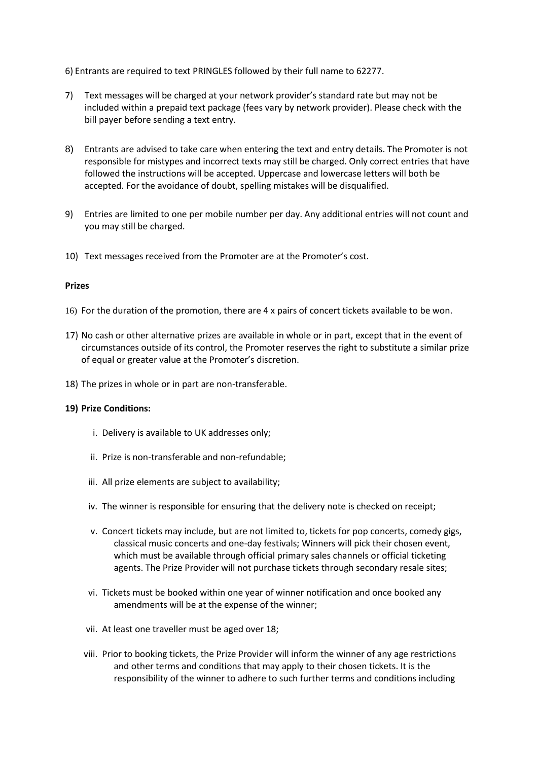6) Entrants are required to text PRINGLES followed by their full name to 62277.

7) Text messages will be charged at your network provider's standard rate but may not be included within a prepaid text package (fees vary by network provider). Please check with the bill payer before sending a text entry.

8) Entrants are advised to take care when entering the text and entry details. The Promoter is not responsible for mistypes and incorrect texts may still be charged. Only correct entries that have followed the instructions will be accepted. Uppercase and lowercase letters will both be accepted. For the avoidance of doubt, spelling mistakes will be disqualified.

9) Entries are limited to one per mobile number per day. Any additional entries will not count and you may still be charged.

10) Text messages received from the Promoter are at the Promoter's cost.

**Prizes**

16) For the duration of the promotion, there are 4 x pairs of concert tickets available to be won.

17) No cash or other alternative prizes are available in whole or in part, except that in the event of circumstances outside of its control, the Promoter reserves the right to substitute a similar prize of equal or greater value at the Promoter's discretion.

18) The prizes in whole or in part are non-transferable.

**19) Prize Conditions:**

i. Delivery is available to UK addresses only;

ii. Prize is non-transferable and non-refundable;

iii. All prize elements are subject to availability;

iv. The winner is responsible for ensuring that the delivery note is checked on receipt;

v. Concert tickets may include, but are not limited to, tickets for pop concerts, comedy gigs, classical music concerts and one-day festivals; Winners will pick their chosen event, which must be available through official primary sales channels or official ticketing agents. The Prize Provider will not purchase tickets through secondary resale sites;

vi. Tickets must be booked within one year of winner notification and once booked any amendments will be at the expense of the winner;

vii. At least one traveller must be aged over 18;

viii. Prior to booking tickets, the Prize Provider will inform the winner of any age restrictions and other terms and conditions that may apply to their chosen tickets. It is the responsibility of the winner to adhere to such further terms and conditions including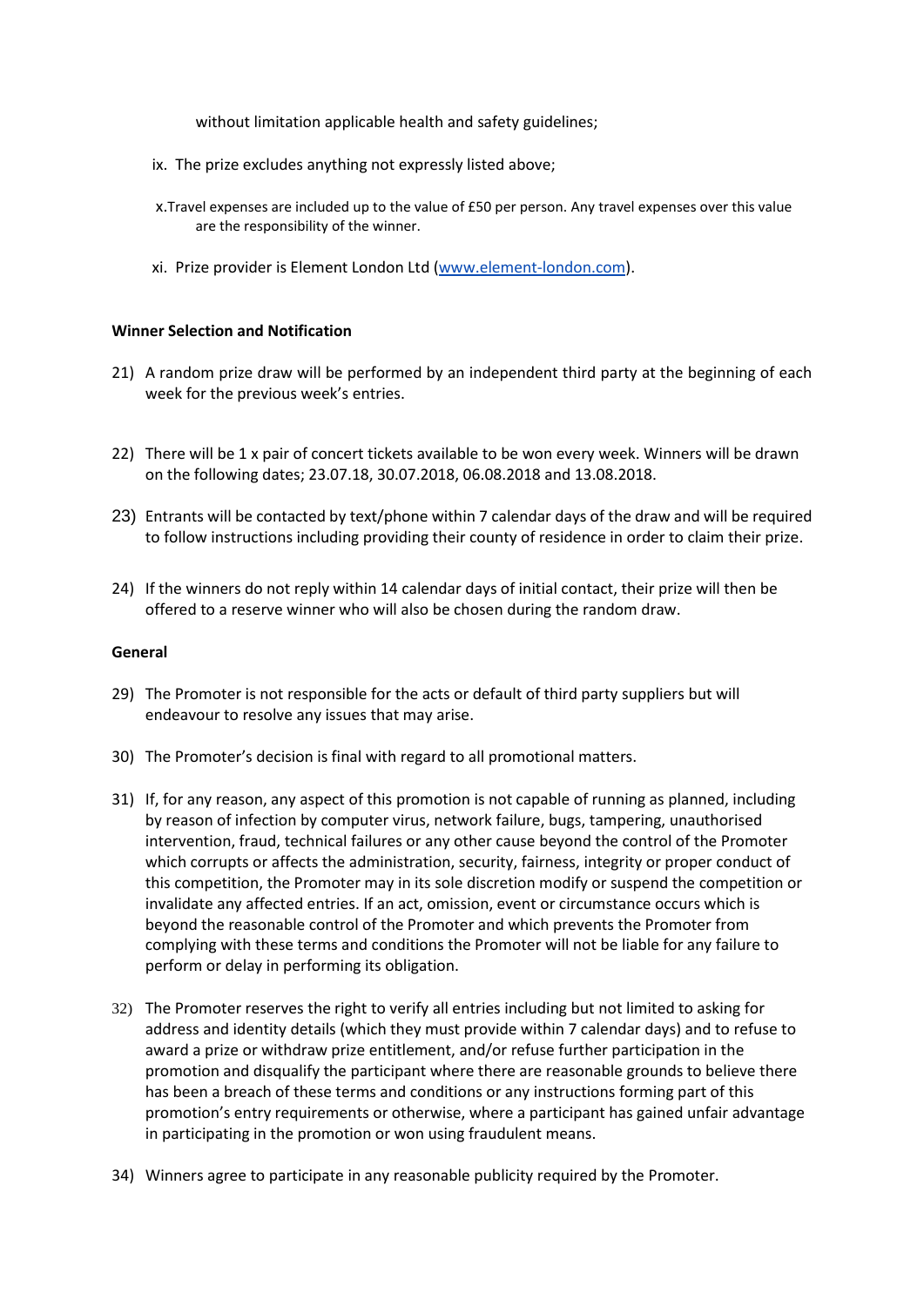without limitation applicable health and safety guidelines;

ix. The prize excludes anything not expressly listed above;

x. Travel expenses are included up to the value of £50 per person. Any travel expenses over this value are the responsibility of the winner.

xi. Prize provider is Element London Ltd (www.element-london.com).

**Winner Selection and Notification**

21) A random prize draw will be performed by an independent third party at the beginning of each week for the previous week's entries.

22) There will be 1 x pair of concert tickets available to be won every week. Winners will be drawn on the following dates; 23.07.18, 30.07.2018, 06.08.2018 and 13.08.2018.

23) Entrants will be contacted by text/phone within 7 calendar days of the draw and will be required to follow instructions including providing their county of residence in order to claim their prize.

24) If the winners do not reply within 14 calendar days of initial contact, their prize will then be offered to a reserve winner who will also be chosen during the random draw.

**General**

29) The Promoter is not responsible for the acts or default of third party suppliers but will endeavour to resolve any issues that may arise.

30) The Promoter's decision is final with regard to all promotional matters.

31) If, for any reason, any aspect of this promotion is not capable of running as planned, including by reason of infection by computer virus, network failure, bugs, tampering, unauthorised intervention, fraud, technical failures or any other cause beyond the control of the Promoter which corrupts or affects the administration, security, fairness, integrity or proper conduct of this competition, the Promoter may in its sole discretion modify or suspend the competition or invalidate any affected entries. If an act, omission, event or circumstance occurs which is beyond the reasonable control of the Promoter and which prevents the Promoter from complying with these terms and conditions the Promoter will not be liable for any failure to perform or delay in performing its obligation.

32) The Promoter reserves the right to verify all entries including but not limited to asking for address and identity details (which they must provide within 7 calendar days) and to refuse to award a prize or withdraw prize entitlement, and/or refuse further participation in the promotion and disqualify the participant where there are reasonable grounds to believe there has been a breach of these terms and conditions or any instructions forming part of this promotion's entry requirements or otherwise, where a participant has gained unfair advantage in participating in the promotion or won using fraudulent means.

34) Winners agree to participate in any reasonable publicity required by the Promoter.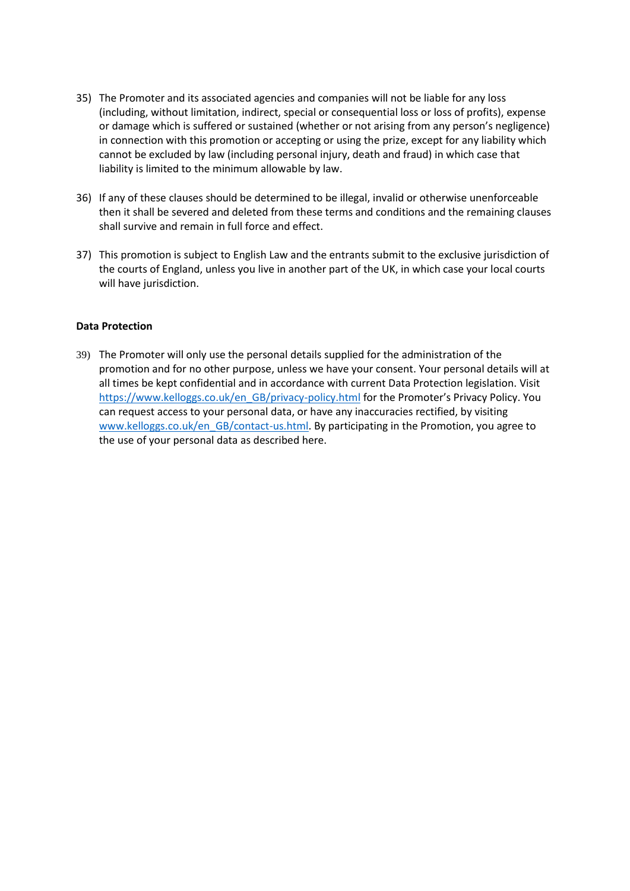35) The Promoter and its associated agencies and companies will not be liable for any loss (including, without limitation, indirect, special or consequential loss or loss of profits), expense or damage which is suffered or sustained (whether or not arising from any person's negligence) in connection with this promotion or accepting or using the prize, except for any liability which cannot be excluded by law (including personal injury, death and fraud) in which case that liability is limited to the minimum allowable by law.

36) If any of these clauses should be determined to be illegal, invalid or otherwise unenforceable then it shall be severed and deleted from these terms and conditions and the remaining clauses shall survive and remain in full force and effect.

37) This promotion is subject to English Law and the entrants submit to the exclusive jurisdiction of the courts of England, unless you live in another part of the UK, in which case your local courts will have jurisdiction.

**Data Protection**

39) The Promoter will only use the personal details supplied for the administration of the promotion and for no other purpose, unless we have your consent. Your personal details will at all times be kept confidential and in accordance with current Data Protection legislation. Visit https://www.kelloggs.co.uk/en_GB/privacy-policy.html for the Promoter's Privacy Policy. You can request access to your personal data, or have any inaccuracies rectified, by visiting www.kelloggs.co.uk/en_GB/contact-us.html. By participating in the Promotion, you agree to the use of your personal data as described here.